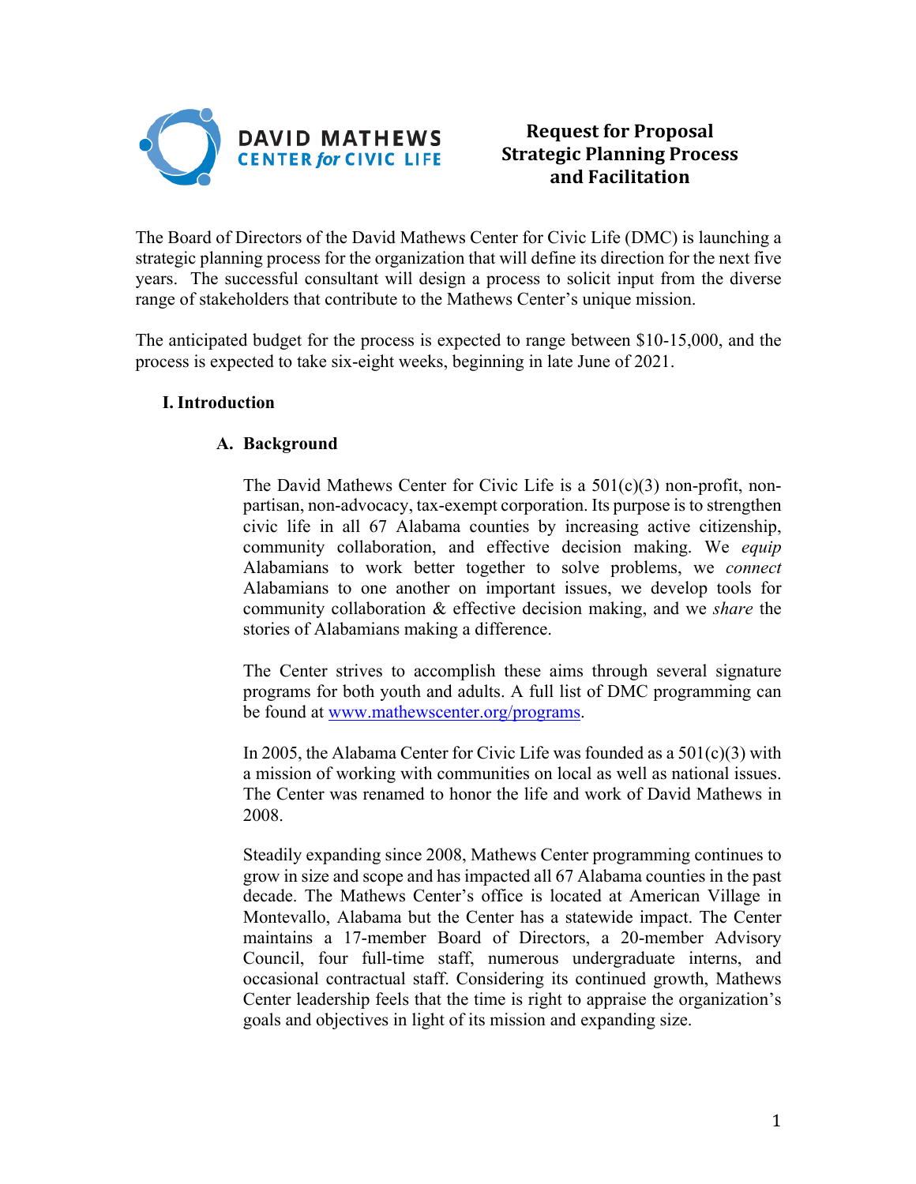**DAVID MATHEWS CENTER *for* CIVIC LIFE**

# Request for Proposal
# Strategic Planning Process and Facilitation

The Board of Directors of the David Mathews Center for Civic Life (DMC) is launching a strategic planning process for the organization that will define its direction for the next five years. The successful consultant will design a process to solicit input from the diverse range of stakeholders that contribute to the Mathews Center's unique mission.

The anticipated budget for the process is expected to range between $10-15,000, and the process is expected to take six-eight weeks, beginning in late June of 2021.

## I. Introduction

### A. Background

The David Mathews Center for Civic Life is a 501(c)(3) non-profit, non-partisan, non-advocacy, tax-exempt corporation. Its purpose is to strengthen civic life in all 67 Alabama counties by increasing active citizenship, community collaboration, and effective decision making. We *equip* Alabamians to work better together to solve problems, we *connect* Alabamians to one another on important issues, we develop tools for community collaboration & effective decision making, and we *share* the stories of Alabamians making a difference.

The Center strives to accomplish these aims through several signature programs for both youth and adults. A full list of DMC programming can be found at www.mathewscenter.org/programs.

In 2005, the Alabama Center for Civic Life was founded as a 501(c)(3) with a mission of working with communities on local as well as national issues. The Center was renamed to honor the life and work of David Mathews in 2008.

Steadily expanding since 2008, Mathews Center programming continues to grow in size and scope and has impacted all 67 Alabama counties in the past decade. The Mathews Center's office is located at American Village in Montevallo, Alabama but the Center has a statewide impact. The Center maintains a 17-member Board of Directors, a 20-member Advisory Council, four full-time staff, numerous undergraduate interns, and occasional contractual staff. Considering its continued growth, Mathews Center leadership feels that the time is right to appraise the organization's goals and objectives in light of its mission and expanding size.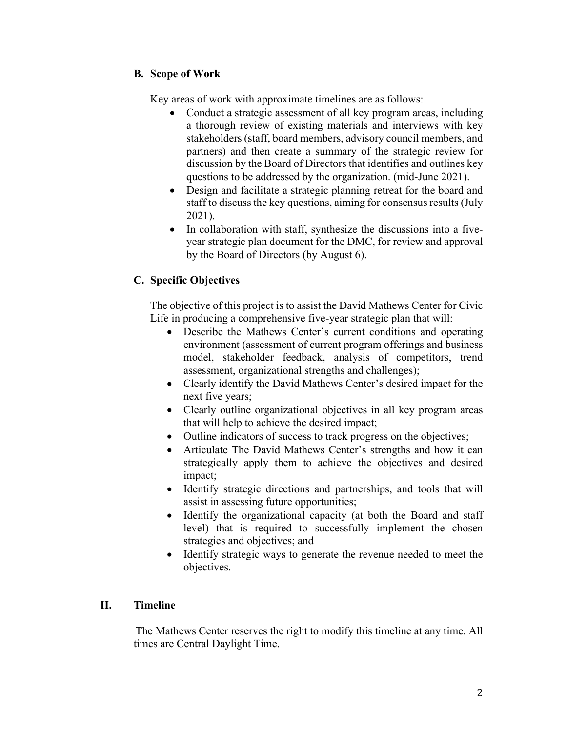### B. Scope of Work

Key areas of work with approximate timelines are as follows:

- Conduct a strategic assessment of all key program areas, including a thorough review of existing materials and interviews with key stakeholders (staff, board members, advisory council members, and partners) and then create a summary of the strategic review for discussion by the Board of Directors that identifies and outlines key questions to be addressed by the organization. (mid-June 2021).
- Design and facilitate a strategic planning retreat for the board and staff to discuss the key questions, aiming for consensus results (July 2021).
- In collaboration with staff, synthesize the discussions into a five-year strategic plan document for the DMC, for review and approval by the Board of Directors (by August 6).

### C. Specific Objectives

The objective of this project is to assist the David Mathews Center for Civic Life in producing a comprehensive five-year strategic plan that will:

- Describe the Mathews Center's current conditions and operating environment (assessment of current program offerings and business model, stakeholder feedback, analysis of competitors, trend assessment, organizational strengths and challenges);
- Clearly identify the David Mathews Center's desired impact for the next five years;
- Clearly outline organizational objectives in all key program areas that will help to achieve the desired impact;
- Outline indicators of success to track progress on the objectives;
- Articulate The David Mathews Center's strengths and how it can strategically apply them to achieve the objectives and desired impact;
- Identify strategic directions and partnerships, and tools that will assist in assessing future opportunities;
- Identify the organizational capacity (at both the Board and staff level) that is required to successfully implement the chosen strategies and objectives; and
- Identify strategic ways to generate the revenue needed to meet the objectives.

## II. Timeline

The Mathews Center reserves the right to modify this timeline at any time. All times are Central Daylight Time.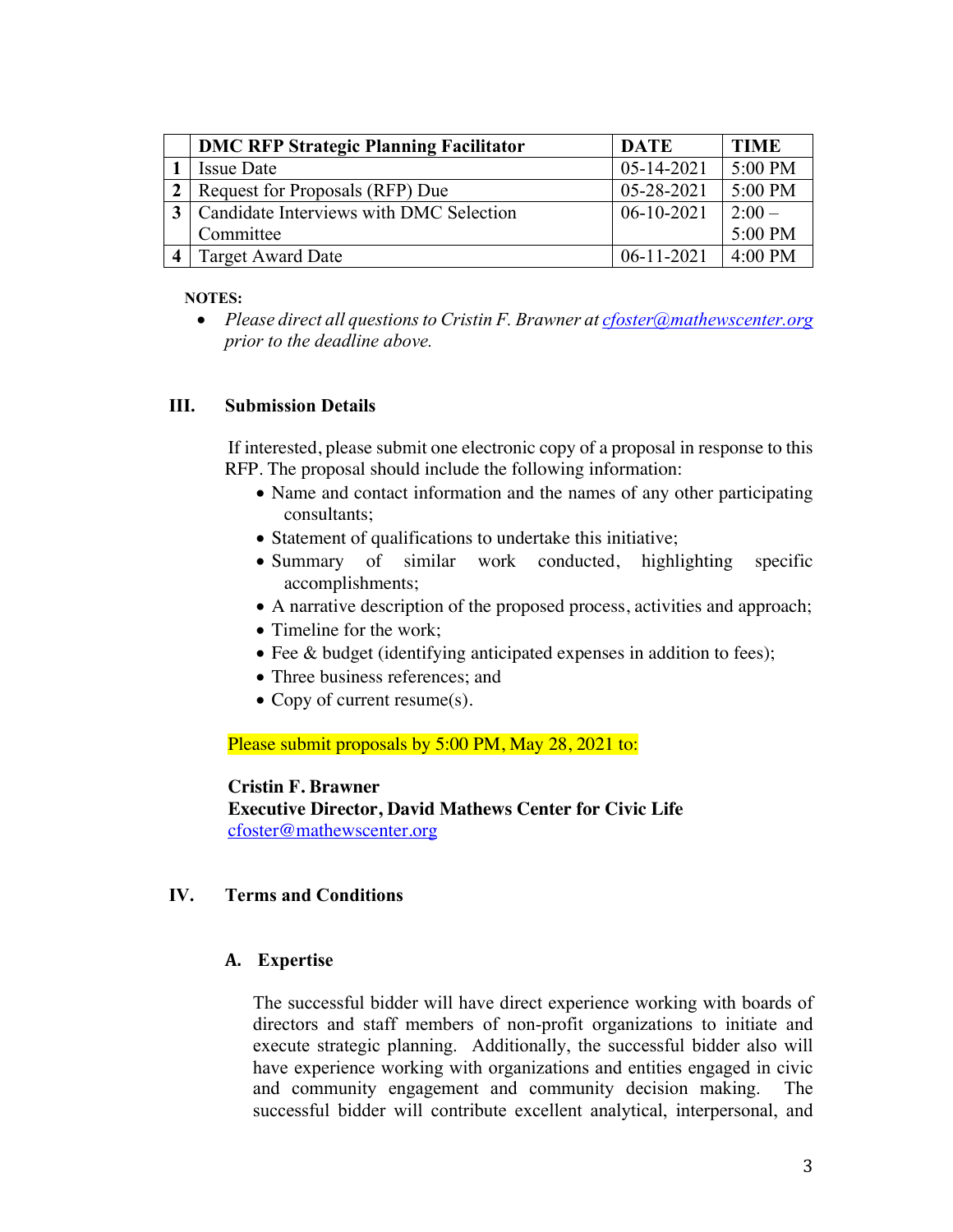| | DMC RFP Strategic Planning Facilitator | DATE | TIME |
|---|---|---|---|
| 1 | Issue Date | 05-14-2021 | 5:00 PM |
| 2 | Request for Proposals (RFP) Due | 05-28-2021 | 5:00 PM |
| 3 | Candidate Interviews with DMC Selection Committee | 06-10-2021 | 2:00 – 5:00 PM |
| 4 | Target Award Date | 06-11-2021 | 4:00 PM |

**NOTES:**

- *Please direct all questions to Cristin F. Brawner at [cfoster@mathewscenter.org](mailto:cfoster@mathewscenter.org) prior to the deadline above.*

## III. Submission Details

If interested, please submit one electronic copy of a proposal in response to this RFP. The proposal should include the following information:

- Name and contact information and the names of any other participating consultants;
- Statement of qualifications to undertake this initiative;
- Summary of similar work conducted, highlighting specific accomplishments;
- A narrative description of the proposed process, activities and approach;
- Timeline for the work;
- Fee & budget (identifying anticipated expenses in addition to fees);
- Three business references; and
- Copy of current resume(s).

Please submit proposals by 5:00 PM, May 28, 2021 to:

**Cristin F. Brawner**
**Executive Director, David Mathews Center for Civic Life**
[cfoster@mathewscenter.org](mailto:cfoster@mathewscenter.org)

## IV. Terms and Conditions

### A. Expertise

The successful bidder will have direct experience working with boards of directors and staff members of non-profit organizations to initiate and execute strategic planning. Additionally, the successful bidder also will have experience working with organizations and entities engaged in civic and community engagement and community decision making. The successful bidder will contribute excellent analytical, interpersonal, and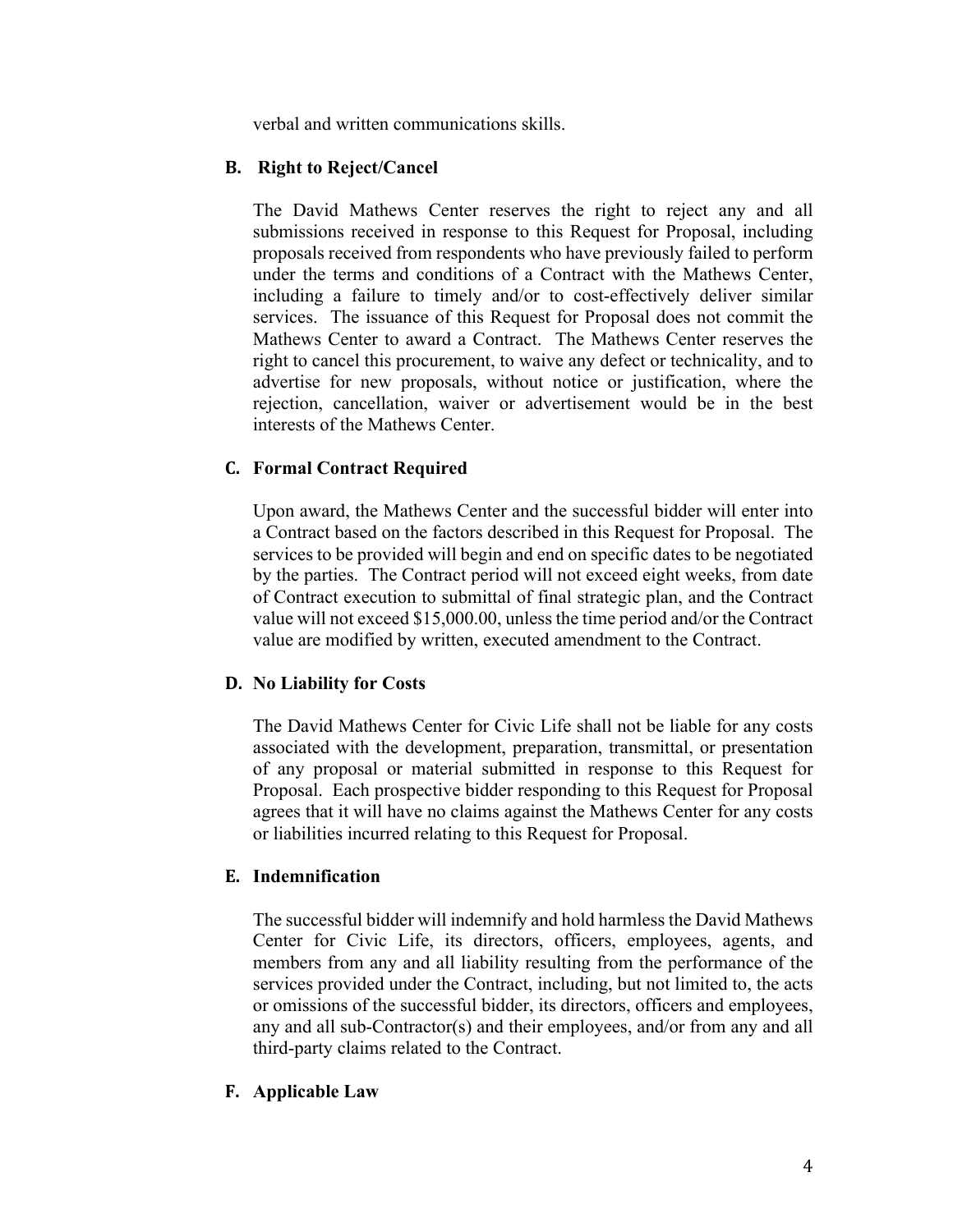verbal and written communications skills.

### B. Right to Reject/Cancel

The David Mathews Center reserves the right to reject any and all submissions received in response to this Request for Proposal, including proposals received from respondents who have previously failed to perform under the terms and conditions of a Contract with the Mathews Center, including a failure to timely and/or to cost-effectively deliver similar services. The issuance of this Request for Proposal does not commit the Mathews Center to award a Contract. The Mathews Center reserves the right to cancel this procurement, to waive any defect or technicality, and to advertise for new proposals, without notice or justification, where the rejection, cancellation, waiver or advertisement would be in the best interests of the Mathews Center.

### C. Formal Contract Required

Upon award, the Mathews Center and the successful bidder will enter into a Contract based on the factors described in this Request for Proposal. The services to be provided will begin and end on specific dates to be negotiated by the parties. The Contract period will not exceed eight weeks, from date of Contract execution to submittal of final strategic plan, and the Contract value will not exceed $15,000.00, unless the time period and/or the Contract value are modified by written, executed amendment to the Contract.

### D. No Liability for Costs

The David Mathews Center for Civic Life shall not be liable for any costs associated with the development, preparation, transmittal, or presentation of any proposal or material submitted in response to this Request for Proposal. Each prospective bidder responding to this Request for Proposal agrees that it will have no claims against the Mathews Center for any costs or liabilities incurred relating to this Request for Proposal.

### E. Indemnification

The successful bidder will indemnify and hold harmless the David Mathews Center for Civic Life, its directors, officers, employees, agents, and members from any and all liability resulting from the performance of the services provided under the Contract, including, but not limited to, the acts or omissions of the successful bidder, its directors, officers and employees, any and all sub-Contractor(s) and their employees, and/or from any and all third-party claims related to the Contract.

### F. Applicable Law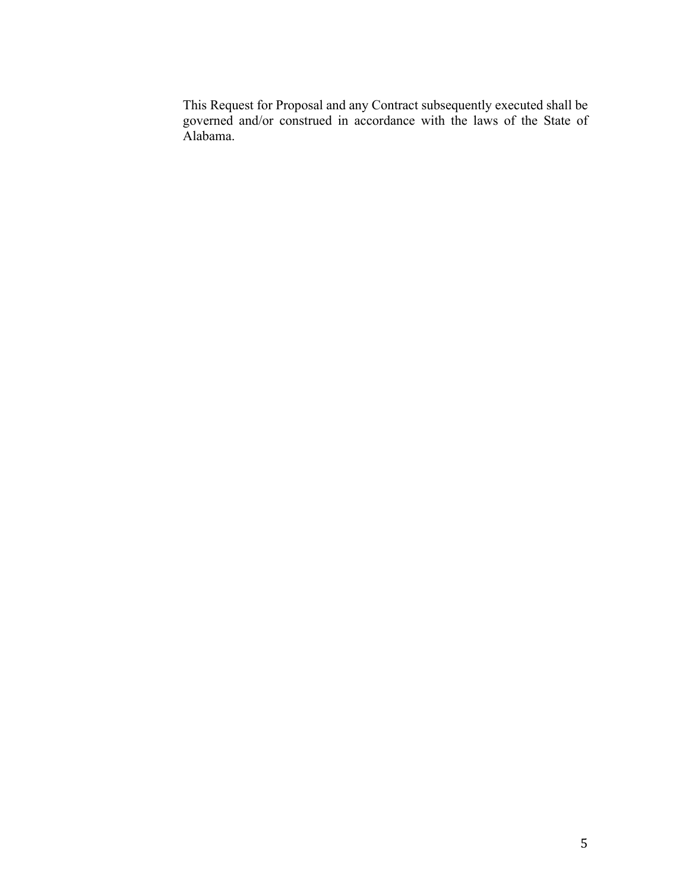This Request for Proposal and any Contract subsequently executed shall be governed and/or construed in accordance with the laws of the State of Alabama.